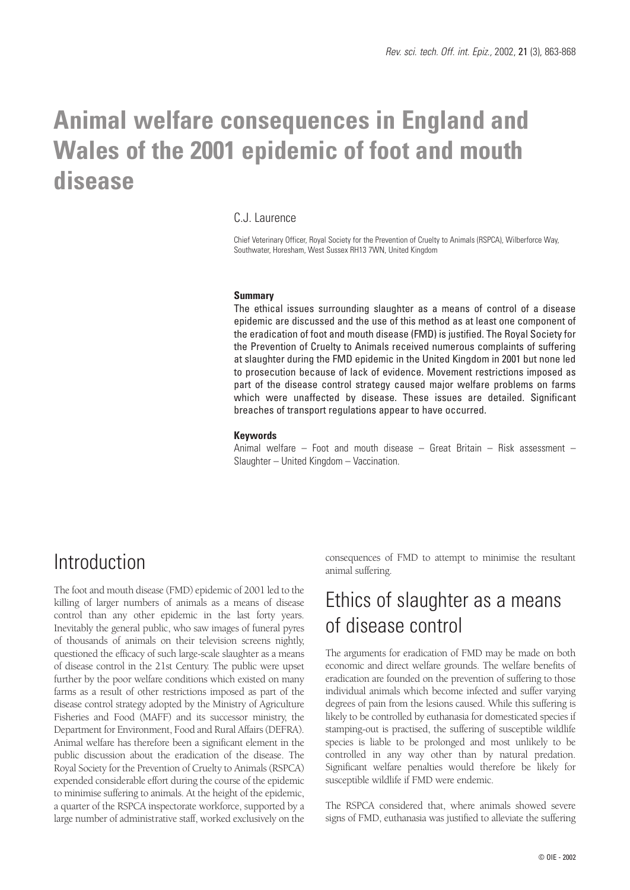# Animal welfare consequences in England and Wales of the 2001 epidemic of foot and mouth disease

C.J. Laurence

Chief Veterinary Officer, Royal Society for the Prevention of Cruelty to Animals (RSPCA), Wilberforce Way, Southwater, Horesham, West Sussex RH13 7WN, United Kingdom

**Summary**

The ethical issues surrounding slaughter as a means of control of a disease epidemic are discussed and the use of this method as at least one component of the eradication of foot and mouth disease (FMD) is justified. The Royal Society for the Prevention of Cruelty to Animals received numerous complaints of suffering at slaughter during the FMD epidemic in the United Kingdom in 2001 but none led to prosecution because of lack of evidence. Movement restrictions imposed as part of the disease control strategy caused major welfare problems on farms which were unaffected by disease. These issues are detailed. Significant breaches of transport regulations appear to have occurred.

**Keywords**

Animal welfare – Foot and mouth disease – Great Britain – Risk assessment – Slaughter – United Kingdom – Vaccination.

## Introduction

The foot and mouth disease (FMD) epidemic of 2001 led to the killing of larger numbers of animals as a means of disease control than any other epidemic in the last forty years. Inevitably the general public, who saw images of funeral pyres of thousands of animals on their television screens nightly, questioned the efficacy of such large-scale slaughter as a means of disease control in the 21st Century. The public were upset further by the poor welfare conditions which existed on many farms as a result of other restrictions imposed as part of the disease control strategy adopted by the Ministry of Agriculture Fisheries and Food (MAFF) and its successor ministry, the Department for Environment, Food and Rural Affairs (DEFRA). Animal welfare has therefore been a significant element in the public discussion about the eradication of the disease. The Royal Society for the Prevention of Cruelty to Animals (RSPCA) expended considerable effort during the course of the epidemic to minimise suffering to animals. At the height of the epidemic, a quarter of the RSPCA inspectorate workforce, supported by a large number of administrative staff, worked exclusively on the consequences of FMD to attempt to minimise the resultant animal suffering.

## Ethics of slaughter as a means of disease control

The arguments for eradication of FMD may be made on both economic and direct welfare grounds. The welfare benefits of eradication are founded on the prevention of suffering to those individual animals which become infected and suffer varying degrees of pain from the lesions caused. While this suffering is likely to be controlled by euthanasia for domesticated species if stamping-out is practised, the suffering of susceptible wildlife species is liable to be prolonged and most unlikely to be controlled in any way other than by natural predation. Significant welfare penalties would therefore be likely for susceptible wildlife if FMD were endemic.

The RSPCA considered that, where animals showed severe signs of FMD, euthanasia was justified to alleviate the suffering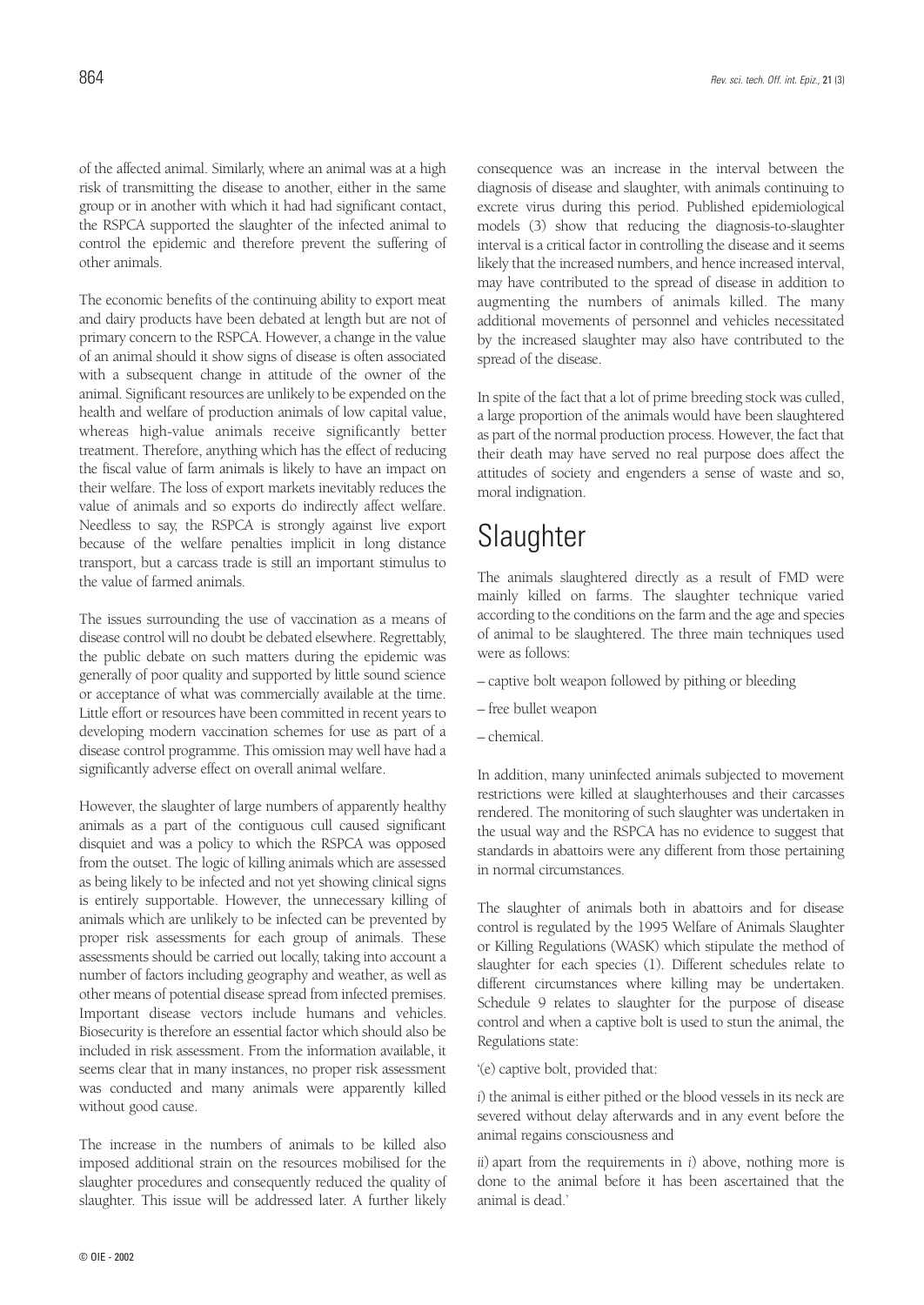of the affected animal. Similarly, where an animal was at a high risk of transmitting the disease to another, either in the same group or in another with which it had had significant contact, the RSPCA supported the slaughter of the infected animal to control the epidemic and therefore prevent the suffering of other animals.

The economic benefits of the continuing ability to export meat and dairy products have been debated at length but are not of primary concern to the RSPCA. However, a change in the value of an animal should it show signs of disease is often associated with a subsequent change in attitude of the owner of the animal. Significant resources are unlikely to be expended on the health and welfare of production animals of low capital value, whereas high-value animals receive significantly better treatment. Therefore, anything which has the effect of reducing the fiscal value of farm animals is likely to have an impact on their welfare. The loss of export markets inevitably reduces the value of animals and so exports do indirectly affect welfare. Needless to say, the RSPCA is strongly against live export because of the welfare penalties implicit in long distance transport, but a carcass trade is still an important stimulus to the value of farmed animals.

The issues surrounding the use of vaccination as a means of disease control will no doubt be debated elsewhere. Regrettably, the public debate on such matters during the epidemic was generally of poor quality and supported by little sound science or acceptance of what was commercially available at the time. Little effort or resources have been committed in recent years to developing modern vaccination schemes for use as part of a disease control programme. This omission may well have had a significantly adverse effect on overall animal welfare.

However, the slaughter of large numbers of apparently healthy animals as a part of the contiguous cull caused significant disquiet and was a policy to which the RSPCA was opposed from the outset. The logic of killing animals which are assessed as being likely to be infected and not yet showing clinical signs is entirely supportable. However, the unnecessary killing of animals which are unlikely to be infected can be prevented by proper risk assessments for each group of animals. These assessments should be carried out locally, taking into account a number of factors including geography and weather, as well as other means of potential disease spread from infected premises. Important disease vectors include humans and vehicles. Biosecurity is therefore an essential factor which should also be included in risk assessment. From the information available, it seems clear that in many instances, no proper risk assessment was conducted and many animals were apparently killed without good cause.

The increase in the numbers of animals to be killed also imposed additional strain on the resources mobilised for the slaughter procedures and consequently reduced the quality of slaughter. This issue will be addressed later. A further likely consequence was an increase in the interval between the diagnosis of disease and slaughter, with animals continuing to excrete virus during this period. Published epidemiological models (3) show that reducing the diagnosis-to-slaughter interval is a critical factor in controlling the disease and it seems likely that the increased numbers, and hence increased interval, may have contributed to the spread of disease in addition to augmenting the numbers of animals killed. The many additional movements of personnel and vehicles necessitated by the increased slaughter may also have contributed to the spread of the disease.

In spite of the fact that a lot of prime breeding stock was culled, a large proportion of the animals would have been slaughtered as part of the normal production process. However, the fact that their death may have served no real purpose does affect the attitudes of society and engenders a sense of waste and so, moral indignation.

# Slaughter

The animals slaughtered directly as a result of FMD were mainly killed on farms. The slaughter technique varied according to the conditions on the farm and the age and species of animal to be slaughtered. The three main techniques used were as follows:

– captive bolt weapon followed by pithing or bleeding

– free bullet weapon

– chemical.

In addition, many uninfected animals subjected to movement restrictions were killed at slaughterhouses and their carcasses rendered. The monitoring of such slaughter was undertaken in the usual way and the RSPCA has no evidence to suggest that standards in abattoirs were any different from those pertaining in normal circumstances.

The slaughter of animals both in abattoirs and for disease control is regulated by the 1995 Welfare of Animals Slaughter or Killing Regulations (WASK) which stipulate the method of slaughter for each species (1). Different schedules relate to different circumstances where killing may be undertaken. Schedule 9 relates to slaughter for the purpose of disease control and when a captive bolt is used to stun the animal, the Regulations state:

'(e) captive bolt, provided that:

*i*) the animal is either pithed or the blood vessels in its neck are severed without delay afterwards and in any event before the animal regains consciousness and

*ii*) apart from the requirements in *i*) above, nothing more is done to the animal before it has been ascertained that the animal is dead.'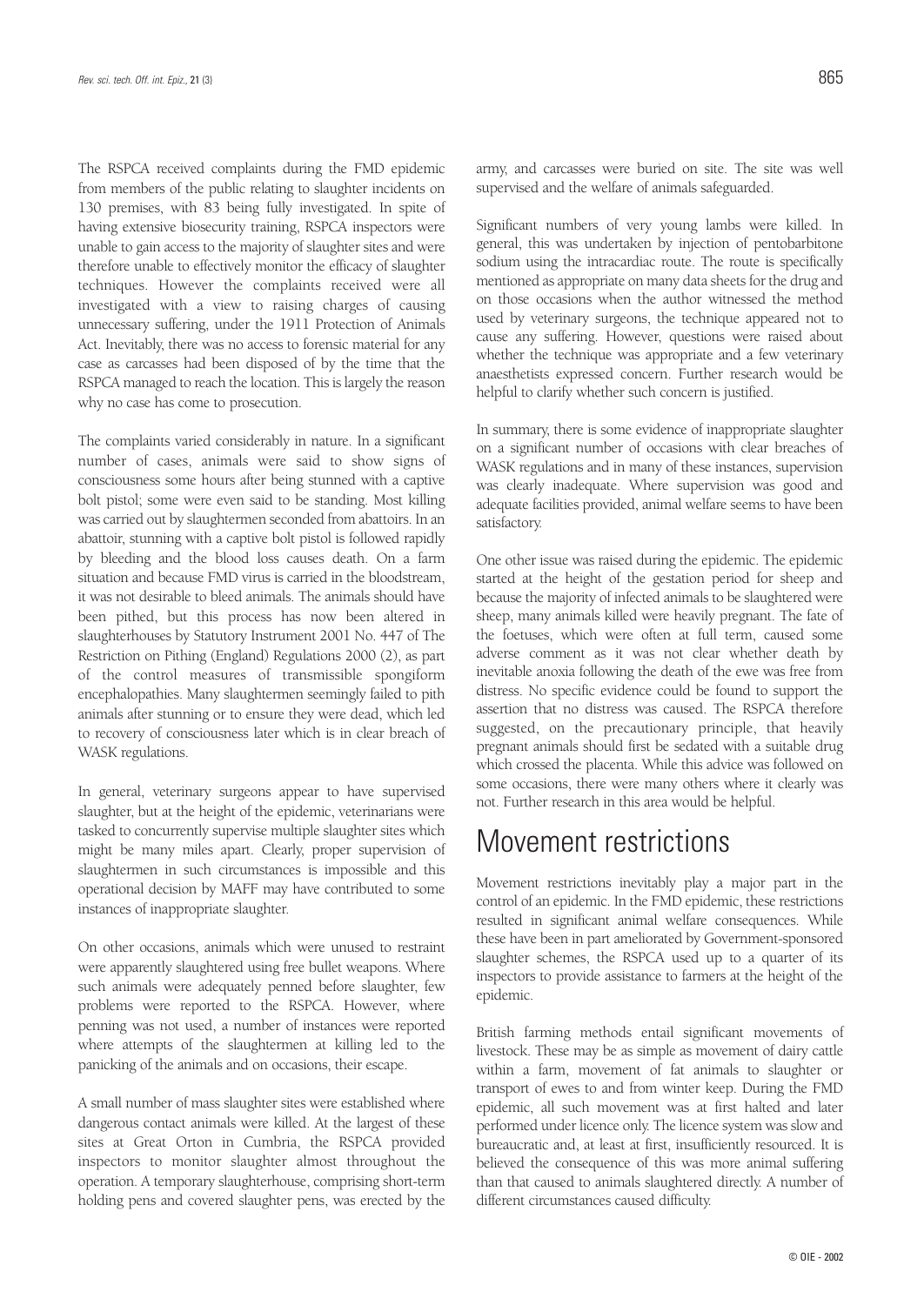The RSPCA received complaints during the FMD epidemic from members of the public relating to slaughter incidents on 130 premises, with 83 being fully investigated. In spite of having extensive biosecurity training, RSPCA inspectors were unable to gain access to the majority of slaughter sites and were therefore unable to effectively monitor the efficacy of slaughter techniques. However the complaints received were all investigated with a view to raising charges of causing unnecessary suffering, under the 1911 Protection of Animals Act. Inevitably, there was no access to forensic material for any case as carcasses had been disposed of by the time that the RSPCA managed to reach the location. This is largely the reason why no case has come to prosecution.

The complaints varied considerably in nature. In a significant number of cases, animals were said to show signs of consciousness some hours after being stunned with a captive bolt pistol; some were even said to be standing. Most killing was carried out by slaughtermen seconded from abattoirs. In an abattoir, stunning with a captive bolt pistol is followed rapidly by bleeding and the blood loss causes death. On a farm situation and because FMD virus is carried in the bloodstream, it was not desirable to bleed animals. The animals should have been pithed, but this process has now been altered in slaughterhouses by Statutory Instrument 2001 No. 447 of The Restriction on Pithing (England) Regulations 2000 (2), as part of the control measures of transmissible spongiform encephalopathies. Many slaughtermen seemingly failed to pith animals after stunning or to ensure they were dead, which led to recovery of consciousness later which is in clear breach of WASK regulations.

In general, veterinary surgeons appear to have supervised slaughter, but at the height of the epidemic, veterinarians were tasked to concurrently supervise multiple slaughter sites which might be many miles apart. Clearly, proper supervision of slaughtermen in such circumstances is impossible and this operational decision by MAFF may have contributed to some instances of inappropriate slaughter.

On other occasions, animals which were unused to restraint were apparently slaughtered using free bullet weapons. Where such animals were adequately penned before slaughter, few problems were reported to the RSPCA. However, where penning was not used, a number of instances were reported where attempts of the slaughtermen at killing led to the panicking of the animals and on occasions, their escape.

A small number of mass slaughter sites were established where dangerous contact animals were killed. At the largest of these sites at Great Orton in Cumbria, the RSPCA provided inspectors to monitor slaughter almost throughout the operation. A temporary slaughterhouse, comprising short-term holding pens and covered slaughter pens, was erected by the army, and carcasses were buried on site. The site was well supervised and the welfare of animals safeguarded.

Significant numbers of very young lambs were killed. In general, this was undertaken by injection of pentobarbitone sodium using the intracardiac route. The route is specifically mentioned as appropriate on many data sheets for the drug and on those occasions when the author witnessed the method used by veterinary surgeons, the technique appeared not to cause any suffering. However, questions were raised about whether the technique was appropriate and a few veterinary anaesthetists expressed concern. Further research would be helpful to clarify whether such concern is justified.

In summary, there is some evidence of inappropriate slaughter on a significant number of occasions with clear breaches of WASK regulations and in many of these instances, supervision was clearly inadequate. Where supervision was good and adequate facilities provided, animal welfare seems to have been satisfactory.

One other issue was raised during the epidemic. The epidemic started at the height of the gestation period for sheep and because the majority of infected animals to be slaughtered were sheep, many animals killed were heavily pregnant. The fate of the foetuses, which were often at full term, caused some adverse comment as it was not clear whether death by inevitable anoxia following the death of the ewe was free from distress. No specific evidence could be found to support the assertion that no distress was caused. The RSPCA therefore suggested, on the precautionary principle, that heavily pregnant animals should first be sedated with a suitable drug which crossed the placenta. While this advice was followed on some occasions, there were many others where it clearly was not. Further research in this area would be helpful.

# Movement restrictions

Movement restrictions inevitably play a major part in the control of an epidemic. In the FMD epidemic, these restrictions resulted in significant animal welfare consequences. While these have been in part ameliorated by Government-sponsored slaughter schemes, the RSPCA used up to a quarter of its inspectors to provide assistance to farmers at the height of the epidemic.

British farming methods entail significant movements of livestock. These may be as simple as movement of dairy cattle within a farm, movement of fat animals to slaughter or transport of ewes to and from winter keep. During the FMD epidemic, all such movement was at first halted and later performed under licence only. The licence system was slow and bureaucratic and, at least at first, insufficiently resourced. It is believed the consequence of this was more animal suffering than that caused to animals slaughtered directly. A number of different circumstances caused difficulty.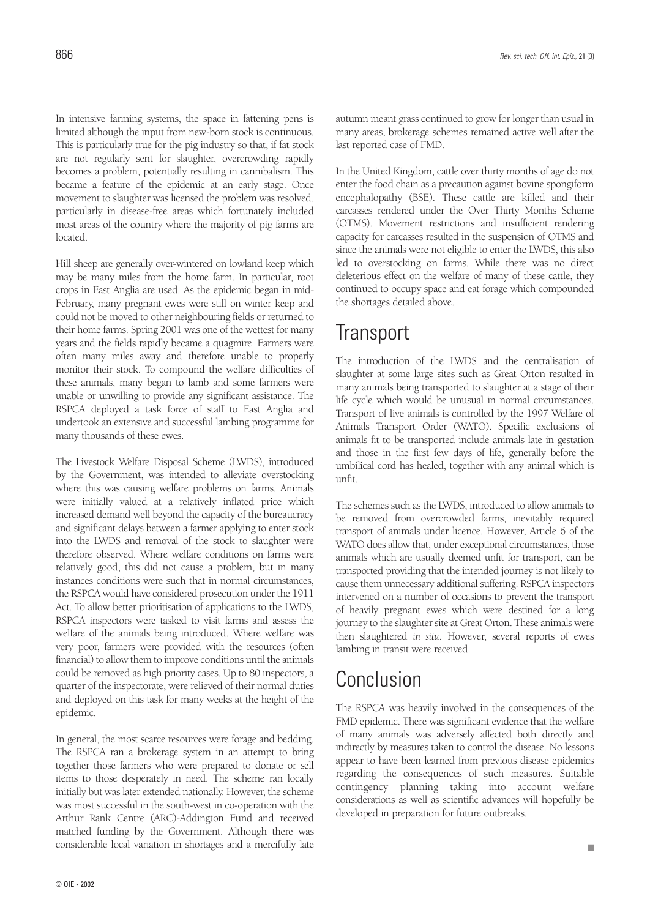In intensive farming systems, the space in fattening pens is limited although the input from new-born stock is continuous. This is particularly true for the pig industry so that, if fat stock are not regularly sent for slaughter, overcrowding rapidly becomes a problem, potentially resulting in cannibalism. This became a feature of the epidemic at an early stage. Once movement to slaughter was licensed the problem was resolved, particularly in disease-free areas which fortunately included most areas of the country where the majority of pig farms are located.

Hill sheep are generally over-wintered on lowland keep which may be many miles from the home farm. In particular, root crops in East Anglia are used. As the epidemic began in mid-February, many pregnant ewes were still on winter keep and could not be moved to other neighbouring fields or returned to their home farms. Spring 2001 was one of the wettest for many years and the fields rapidly became a quagmire. Farmers were often many miles away and therefore unable to properly monitor their stock. To compound the welfare difficulties of these animals, many began to lamb and some farmers were unable or unwilling to provide any significant assistance. The RSPCA deployed a task force of staff to East Anglia and undertook an extensive and successful lambing programme for many thousands of these ewes.

The Livestock Welfare Disposal Scheme (LWDS), introduced by the Government, was intended to alleviate overstocking where this was causing welfare problems on farms. Animals were initially valued at a relatively inflated price which increased demand well beyond the capacity of the bureaucracy and significant delays between a farmer applying to enter stock into the LWDS and removal of the stock to slaughter were therefore observed. Where welfare conditions on farms were relatively good, this did not cause a problem, but in many instances conditions were such that in normal circumstances, the RSPCA would have considered prosecution under the 1911 Act. To allow better prioritisation of applications to the LWDS, RSPCA inspectors were tasked to visit farms and assess the welfare of the animals being introduced. Where welfare was very poor, farmers were provided with the resources (often financial) to allow them to improve conditions until the animals could be removed as high priority cases. Up to 80 inspectors, a quarter of the inspectorate, were relieved of their normal duties and deployed on this task for many weeks at the height of the epidemic.

In general, the most scarce resources were forage and bedding. The RSPCA ran a brokerage system in an attempt to bring together those farmers who were prepared to donate or sell items to those desperately in need. The scheme ran locally initially but was later extended nationally. However, the scheme was most successful in the south-west in co-operation with the Arthur Rank Centre (ARC)-Addington Fund and received matched funding by the Government. Although there was considerable local variation in shortages and a mercifully late autumn meant grass continued to grow for longer than usual in many areas, brokerage schemes remained active well after the last reported case of FMD.

In the United Kingdom, cattle over thirty months of age do not enter the food chain as a precaution against bovine spongiform encephalopathy (BSE). These cattle are killed and their carcasses rendered under the Over Thirty Months Scheme (OTMS). Movement restrictions and insufficient rendering capacity for carcasses resulted in the suspension of OTMS and since the animals were not eligible to enter the LWDS, this also led to overstocking on farms. While there was no direct deleterious effect on the welfare of many of these cattle, they continued to occupy space and eat forage which compounded the shortages detailed above.

# Transport

The introduction of the LWDS and the centralisation of slaughter at some large sites such as Great Orton resulted in many animals being transported to slaughter at a stage of their life cycle which would be unusual in normal circumstances. Transport of live animals is controlled by the 1997 Welfare of Animals Transport Order (WATO). Specific exclusions of animals fit to be transported include animals late in gestation and those in the first few days of life, generally before the umbilical cord has healed, together with any animal which is unfit.

The schemes such as the LWDS, introduced to allow animals to be removed from overcrowded farms, inevitably required transport of animals under licence. However, Article 6 of the WATO does allow that, under exceptional circumstances, those animals which are usually deemed unfit for transport, can be transported providing that the intended journey is not likely to cause them unnecessary additional suffering. RSPCA inspectors intervened on a number of occasions to prevent the transport of heavily pregnant ewes which were destined for a long journey to the slaughter site at Great Orton. These animals were then slaughtered *in situ*. However, several reports of ewes lambing in transit were received.

# Conclusion

The RSPCA was heavily involved in the consequences of the FMD epidemic. There was significant evidence that the welfare of many animals was adversely affected both directly and indirectly by measures taken to control the disease. No lessons appear to have been learned from previous disease epidemics regarding the consequences of such measures. Suitable contingency planning taking into account welfare considerations as well as scientific advances will hopefully be developed in preparation for future outbreaks.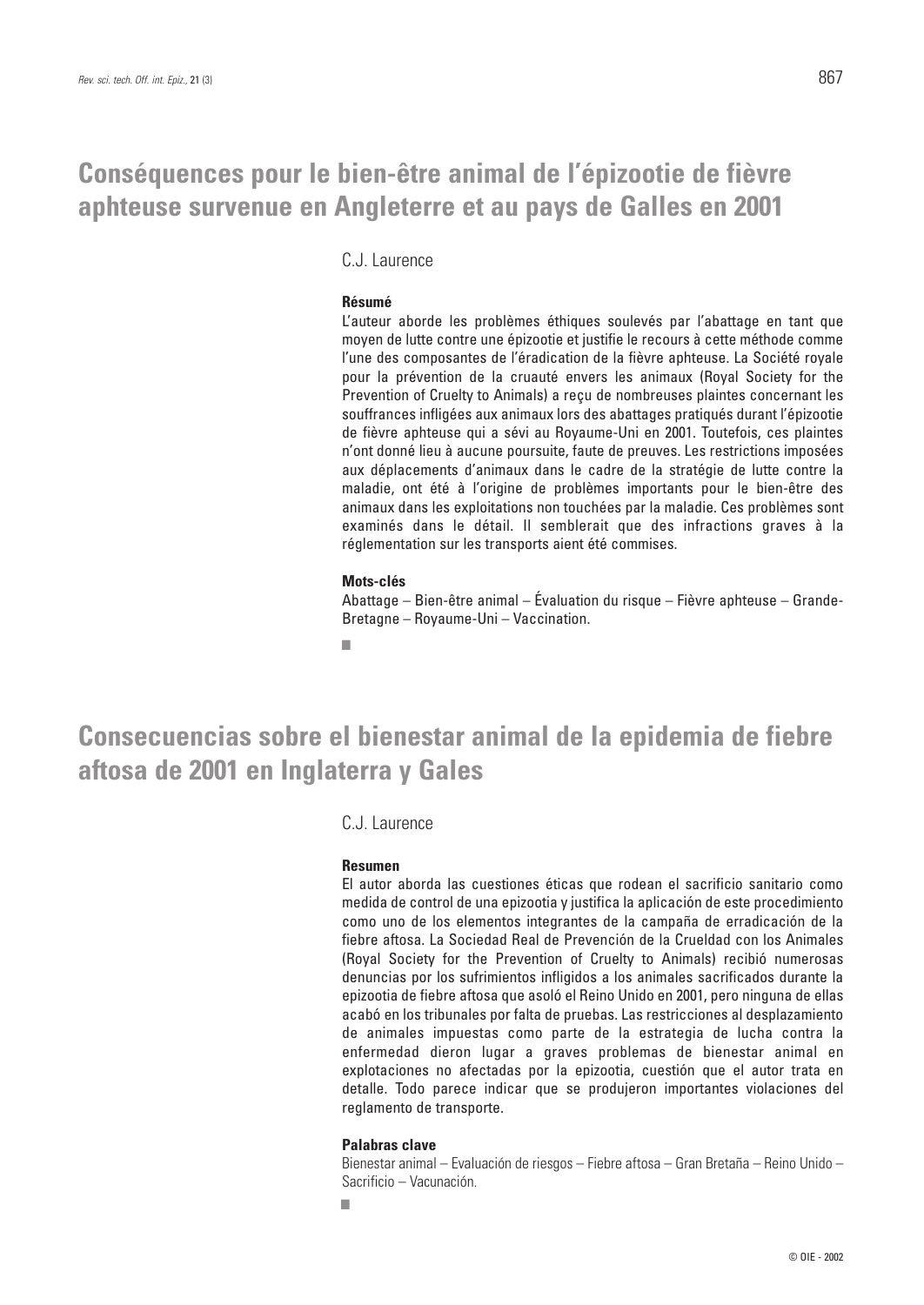# Conséquences pour le bien-être animal de l'épizootie de fièvre aphteuse survenue en Angleterre et au pays de Galles en 2001

C.J. Laurence

**Résumé**

L'auteur aborde les problèmes éthiques soulevés par l'abattage en tant que moyen de lutte contre une épizootie et justifie le recours à cette méthode comme l'une des composantes de l'éradication de la fièvre aphteuse. La Société royale pour la prévention de la cruauté envers les animaux (Royal Society for the Prevention of Cruelty to Animals) a reçu de nombreuses plaintes concernant les souffrances infligées aux animaux lors des abattages pratiqués durant l'épizootie de fièvre aphteuse qui a sévi au Royaume-Uni en 2001. Toutefois, ces plaintes n'ont donné lieu à aucune poursuite, faute de preuves. Les restrictions imposées aux déplacements d'animaux dans le cadre de la stratégie de lutte contre la maladie, ont été à l'origine de problèmes importants pour le bien-être des animaux dans les exploitations non touchées par la maladie. Ces problèmes sont examinés dans le détail. Il semblerait que des infractions graves à la réglementation sur les transports aient été commises.

**Mots-clés**

Abattage – Bien-être animal – Évaluation du risque – Fièvre aphteuse – Grande-Bretagne – Royaume-Uni – Vaccination.

# Consecuencias sobre el bienestar animal de la epidemia de fiebre aftosa de 2001 en Inglaterra y Gales

C.J. Laurence

**Resumen**

El autor aborda las cuestiones éticas que rodean el sacrificio sanitario como medida de control de una epizootia y justifica la aplicación de este procedimiento como uno de los elementos integrantes de la campaña de erradicación de la fiebre aftosa. La Sociedad Real de Prevención de la Crueldad con los Animales (Royal Society for the Prevention of Cruelty to Animals) recibió numerosas denuncias por los sufrimientos infligidos a los animales sacrificados durante la epizootia de fiebre aftosa que asoló el Reino Unido en 2001, pero ninguna de ellas acabó en los tribunales por falta de pruebas. Las restricciones al desplazamiento de animales impuestas como parte de la estrategia de lucha contra la enfermedad dieron lugar a graves problemas de bienestar animal en explotaciones no afectadas por la epizootia, cuestión que el autor trata en detalle. Todo parece indicar que se produjeron importantes violaciones del reglamento de transporte.

**Palabras clave**

Bienestar animal – Evaluación de riesgos – Fiebre aftosa – Gran Bretaña – Reino Unido – Sacrificio – Vacunación.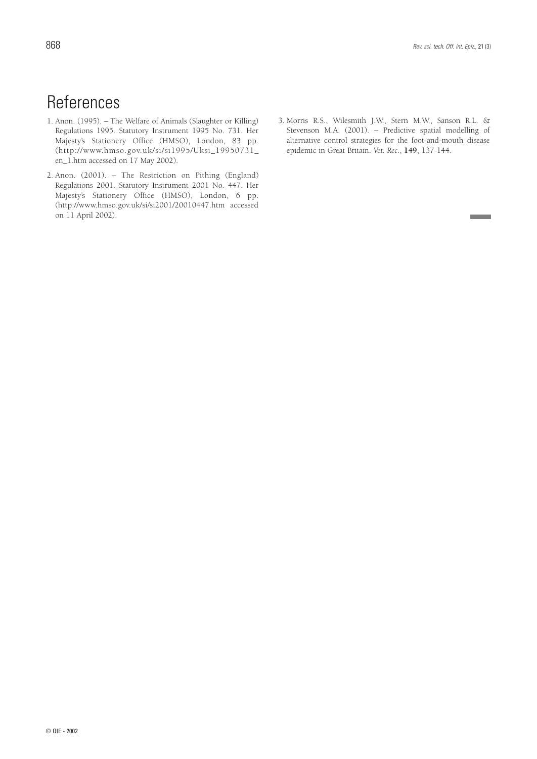# References

1. Anon. (1995). – The Welfare of Animals (Slaughter or Killing) Regulations 1995. Statutory Instrument 1995 No. 731. Her Majesty's Stationery Office (HMSO), London, 83 pp. (http://www.hmso.gov.uk/si/si1995/Uksi_19950731_en_1.htm accessed on 17 May 2002).

2. Anon. (2001). – The Restriction on Pithing (England) Regulations 2001. Statutory Instrument 2001 No. 447. Her Majesty's Stationery Office (HMSO), London, 6 pp. (http://www.hmso.gov.uk/si/si2001/20010447.htm accessed on 11 April 2002).

3. Morris R.S., Wilesmith J.W., Stern M.W., Sanson R.L. & Stevenson M.A. (2001). – Predictive spatial modelling of alternative control strategies for the foot-and-mouth disease epidemic in Great Britain. *Vet. Rec.*, **149**, 137-144.

© OIE - 2002